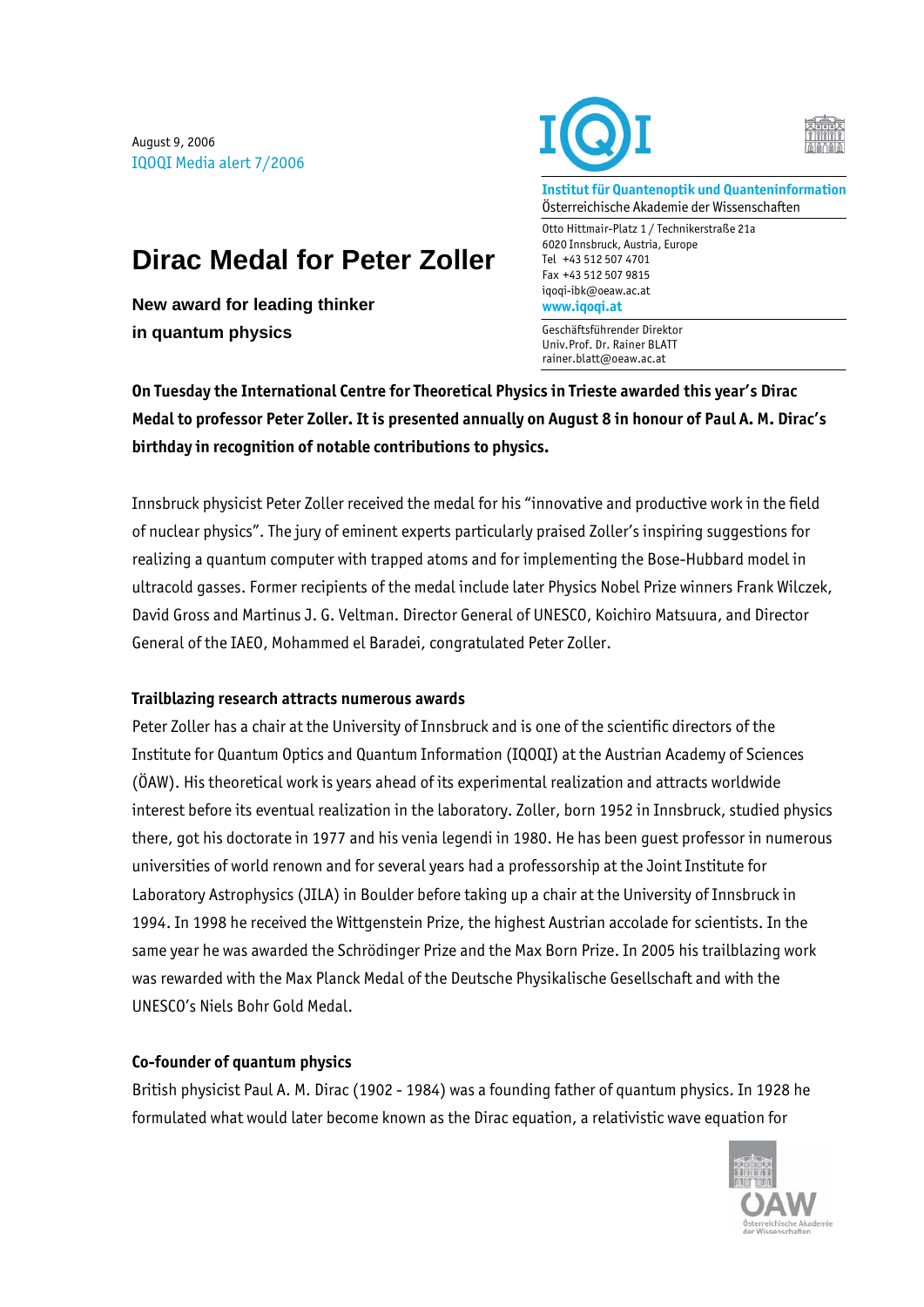August 9, 2006
IQOQI Media alert 7/2006

**Institut für Quantenoptik und Quanteninformation**
Österreichische Akademie der Wissenschaften

Otto Hittmair-Platz 1 / Technikerstraße 21a
6020 Innsbruck, Austria, Europe
Tel +43 512 507 4701
Fax +43 512 507 9815
iqoqi-ibk@oeaw.ac.at
**www.iqoqi.at**

Geschäftsführender Direktor
Univ.Prof. Dr. Rainer BLATT
rainer.blatt@oeaw.ac.at

# Dirac Medal for Peter Zoller

**New award for leading thinker in quantum physics**

**On Tuesday the International Centre for Theoretical Physics in Trieste awarded this year's Dirac Medal to professor Peter Zoller. It is presented annually on August 8 in honour of Paul A. M. Dirac's birthday in recognition of notable contributions to physics.**

Innsbruck physicist Peter Zoller received the medal for his "innovative and productive work in the field of nuclear physics". The jury of eminent experts particularly praised Zoller's inspiring suggestions for realizing a quantum computer with trapped atoms and for implementing the Bose-Hubbard model in ultracold gasses. Former recipients of the medal include later Physics Nobel Prize winners Frank Wilczek, David Gross and Martinus J. G. Veltman. Director General of UNESCO, Koichiro Matsuura, and Director General of the IAEO, Mohammed el Baradei, congratulated Peter Zoller.

### Trailblazing research attracts numerous awards

Peter Zoller has a chair at the University of Innsbruck and is one of the scientific directors of the Institute for Quantum Optics and Quantum Information (IQOQI) at the Austrian Academy of Sciences (ÖAW). His theoretical work is years ahead of its experimental realization and attracts worldwide interest before its eventual realization in the laboratory. Zoller, born 1952 in Innsbruck, studied physics there, got his doctorate in 1977 and his venia legendi in 1980. He has been guest professor in numerous universities of world renown and for several years had a professorship at the Joint Institute for Laboratory Astrophysics (JILA) in Boulder before taking up a chair at the University of Innsbruck in 1994. In 1998 he received the Wittgenstein Prize, the highest Austrian accolade for scientists. In the same year he was awarded the Schrödinger Prize and the Max Born Prize. In 2005 his trailblazing work was rewarded with the Max Planck Medal of the Deutsche Physikalische Gesellschaft and with the UNESCO's Niels Bohr Gold Medal.

### Co-founder of quantum physics

British physicist Paul A. M. Dirac (1902 - 1984) was a founding father of quantum physics. In 1928 he formulated what would later become known as the Dirac equation, a relativistic wave equation for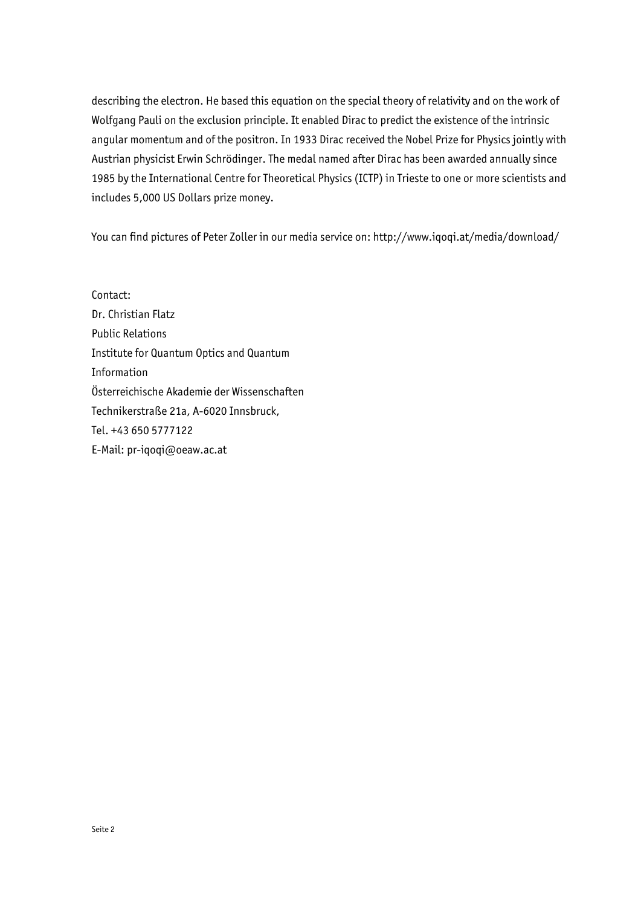describing the electron. He based this equation on the special theory of relativity and on the work of Wolfgang Pauli on the exclusion principle. It enabled Dirac to predict the existence of the intrinsic angular momentum and of the positron. In 1933 Dirac received the Nobel Prize for Physics jointly with Austrian physicist Erwin Schrödinger. The medal named after Dirac has been awarded annually since 1985 by the International Centre for Theoretical Physics (ICTP) in Trieste to one or more scientists and includes 5,000 US Dollars prize money.

You can find pictures of Peter Zoller in our media service on: http://www.iqoqi.at/media/download/

Contact:
Dr. Christian Flatz
Public Relations
Institute for Quantum Optics and Quantum
Information
Österreichische Akademie der Wissenschaften
Technikerstraße 21a, A-6020 Innsbruck,
Tel. +43 650 5777122
E-Mail: pr-iqoqi@oeaw.ac.at